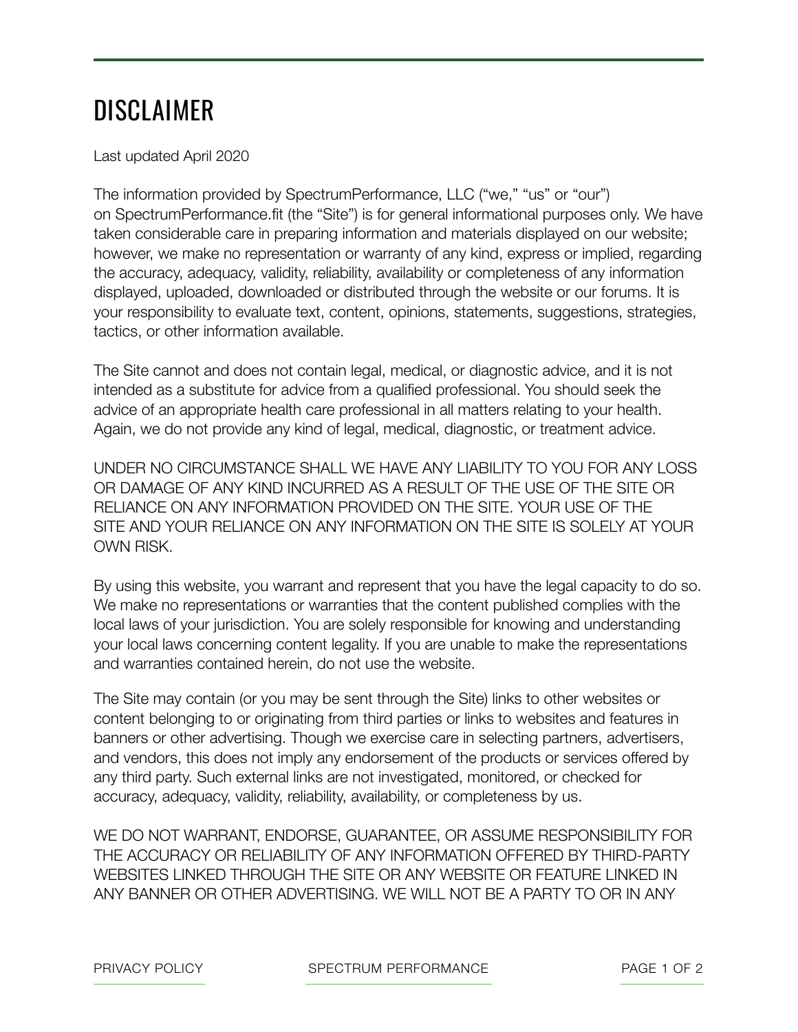# DISCLAIMER

Last updated April 2020

The information provided by SpectrumPerformance, LLC ("we," "us" or "our") on SpectrumPerformance.fit (the "Site") is for general informational purposes only. We have taken considerable care in preparing information and materials displayed on our website; however, we make no representation or warranty of any kind, express or implied, regarding the accuracy, adequacy, validity, reliability, availability or completeness of any information displayed, uploaded, downloaded or distributed through the website or our forums. It is your responsibility to evaluate text, content, opinions, statements, suggestions, strategies, tactics, or other information available.

The Site cannot and does not contain legal, medical, or diagnostic advice, and it is not intended as a substitute for advice from a qualified professional. You should seek the advice of an appropriate health care professional in all matters relating to your health. Again, we do not provide any kind of legal, medical, diagnostic, or treatment advice.

UNDER NO CIRCUMSTANCE SHALL WE HAVE ANY LIABILITY TO YOU FOR ANY LOSS OR DAMAGE OF ANY KIND INCURRED AS A RESULT OF THE USE OF THE SITE OR RELIANCE ON ANY INFORMATION PROVIDED ON THE SITE. YOUR USE OF THE SITE AND YOUR RELIANCE ON ANY INFORMATION ON THE SITE IS SOLELY AT YOUR OWN RISK.

By using this website, you warrant and represent that you have the legal capacity to do so. We make no representations or warranties that the content published complies with the local laws of your jurisdiction. You are solely responsible for knowing and understanding your local laws concerning content legality. If you are unable to make the representations and warranties contained herein, do not use the website.

The Site may contain (or you may be sent through the Site) links to other websites or content belonging to or originating from third parties or links to websites and features in banners or other advertising. Though we exercise care in selecting partners, advertisers, and vendors, this does not imply any endorsement of the products or services offered by any third party. Such external links are not investigated, monitored, or checked for accuracy, adequacy, validity, reliability, availability, or completeness by us.

WE DO NOT WARRANT, ENDORSE, GUARANTEE, OR ASSUME RESPONSIBILITY FOR THE ACCURACY OR RELIABILITY OF ANY INFORMATION OFFERED BY THIRD-PARTY WEBSITES LINKED THROUGH THE SITE OR ANY WEBSITE OR FEATURE LINKED IN ANY BANNER OR OTHER ADVERTISING. WE WILL NOT BE A PARTY TO OR IN ANY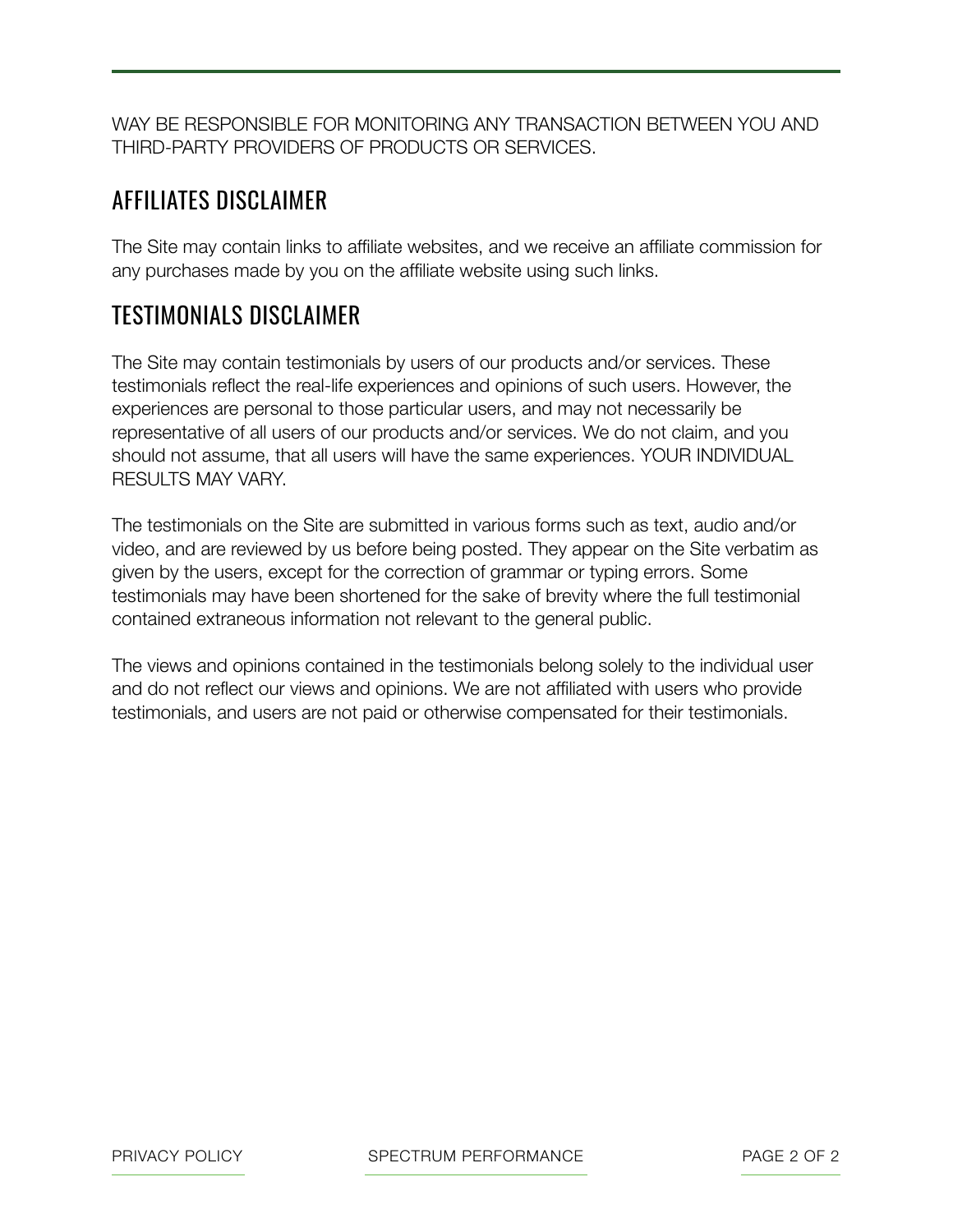WAY BE RESPONSIBLE FOR MONITORING ANY TRANSACTION BETWEEN YOU AND THIRD-PARTY PROVIDERS OF PRODUCTS OR SERVICES.

## AFFILIATES DISCLAIMER

The Site may contain links to affiliate websites, and we receive an affiliate commission for any purchases made by you on the affiliate website using such links.

## TESTIMONIALS DISCLAIMER

The Site may contain testimonials by users of our products and/or services. These testimonials reflect the real-life experiences and opinions of such users. However, the experiences are personal to those particular users, and may not necessarily be representative of all users of our products and/or services. We do not claim, and you should not assume, that all users will have the same experiences. YOUR INDIVIDUAL RESULTS MAY VARY.

The testimonials on the Site are submitted in various forms such as text, audio and/or video, and are reviewed by us before being posted. They appear on the Site verbatim as given by the users, except for the correction of grammar or typing errors. Some testimonials may have been shortened for the sake of brevity where the full testimonial contained extraneous information not relevant to the general public.

The views and opinions contained in the testimonials belong solely to the individual user and do not reflect our views and opinions. We are not affiliated with users who provide testimonials, and users are not paid or otherwise compensated for their testimonials.